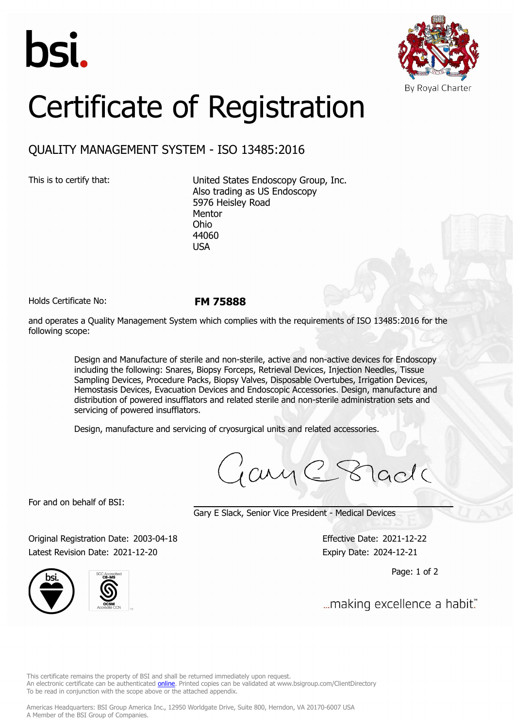bsi.

By Royal Charter

# Certificate of Registration

## QUALITY MANAGEMENT SYSTEM - ISO 13485:2016

This is to certify that:

United States Endoscopy Group, Inc.
Also trading as US Endoscopy
5976 Heisley Road
Mentor
Ohio
44060
USA

Holds Certificate No: **FM 75888**

and operates a Quality Management System which complies with the requirements of ISO 13485:2016 for the following scope:

> Design and Manufacture of sterile and non-sterile, active and non-active devices for Endoscopy including the following: Snares, Biopsy Forceps, Retrieval Devices, Injection Needles, Tissue Sampling Devices, Procedure Packs, Biopsy Valves, Disposable Overtubes, Irrigation Devices, Hemostasis Devices, Evacuation Devices and Endoscopic Accessories. Design, manufacture and distribution of powered insufflators and related sterile and non-sterile administration sets and servicing of powered insufflators.
>
> Design, manufacture and servicing of cryosurgical units and related accessories.

For and on behalf of BSI:

Gary E Slack, Senior Vice President - Medical Devices

Original Registration Date: 2003-04-18
Latest Revision Date: 2021-12-20

Effective Date: 2021-12-22
Expiry Date: 2024-12-21

...making excellence a habit.™

This certificate remains the property of BSI and shall be returned immediately upon request.
An electronic certificate can be authenticated online. Printed copies can be validated at www.bsigroup.com/ClientDirectory
To be read in conjunction with the scope above or the attached appendix.

Americas Headquarters: BSI Group America Inc., 12950 Worldgate Drive, Suite 800, Herndon, VA 20170-6007 USA
A Member of the BSI Group of Companies.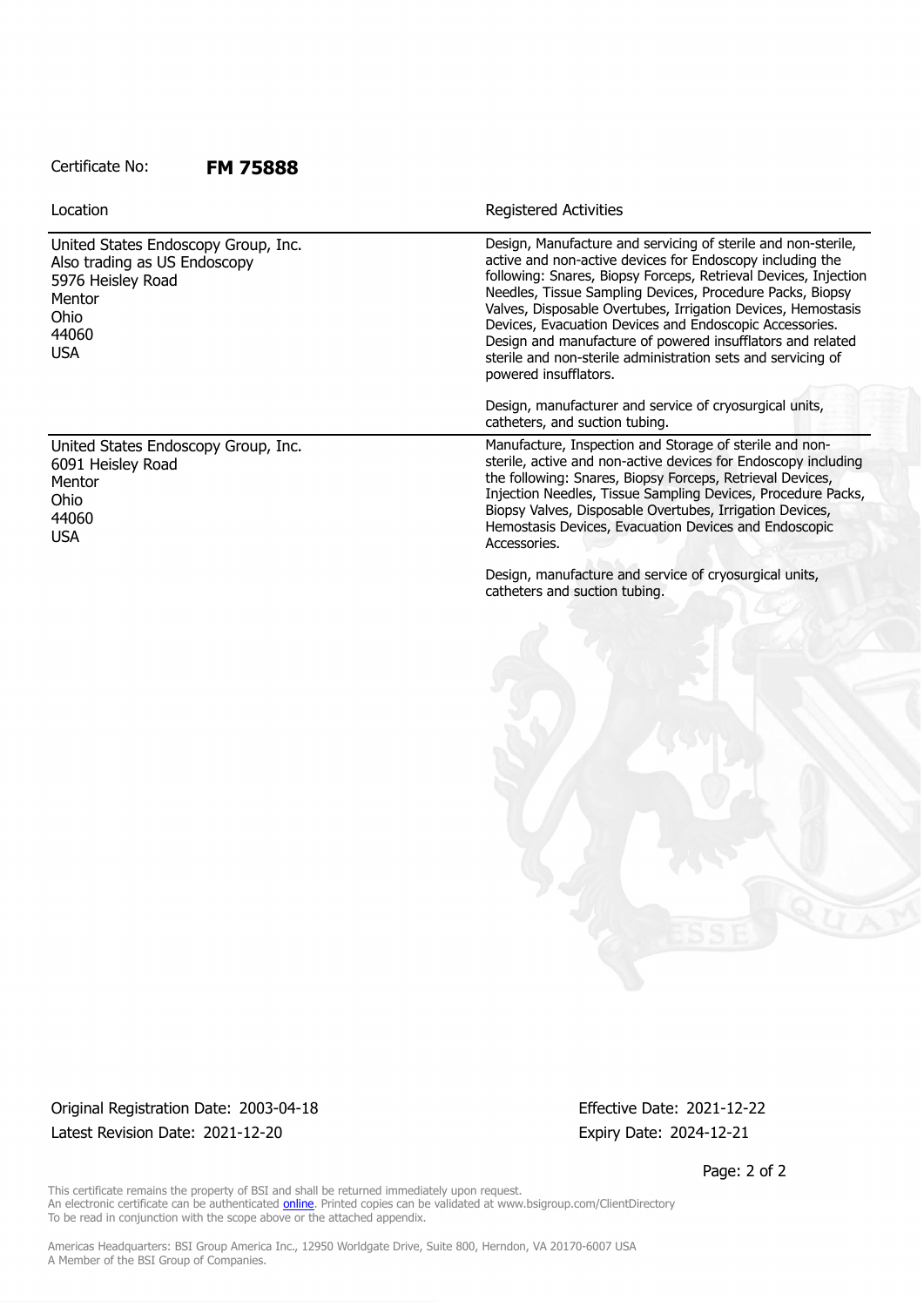Certificate No: **FM 75888**

| Location | Registered Activities |
| --- | --- |
| United States Endoscopy Group, Inc.<br>Also trading as US Endoscopy<br>5976 Heisley Road<br>Mentor<br>Ohio<br>44060<br>USA | Design, Manufacture and servicing of sterile and non-sterile, active and non-active devices for Endoscopy including the following: Snares, Biopsy Forceps, Retrieval Devices, Injection Needles, Tissue Sampling Devices, Procedure Packs, Biopsy Valves, Disposable Overtubes, Irrigation Devices, Hemostasis Devices, Evacuation Devices and Endoscopic Accessories. Design and manufacture of powered insufflators and related sterile and non-sterile administration sets and servicing of powered insufflators.<br><br>Design, manufacturer and service of cryosurgical units, catheters, and suction tubing. |
| United States Endoscopy Group, Inc.<br>6091 Heisley Road<br>Mentor<br>Ohio<br>44060<br>USA | Manufacture, Inspection and Storage of sterile and non-sterile, active and non-active devices for Endoscopy including the following: Snares, Biopsy Forceps, Retrieval Devices, Injection Needles, Tissue Sampling Devices, Procedure Packs, Biopsy Valves, Disposable Overtubes, Irrigation Devices, Hemostasis Devices, Evacuation Devices and Endoscopic Accessories.<br><br>Design, manufacture and service of cryosurgical units, catheters and suction tubing. |

Original Registration Date: 2003-04-18

Latest Revision Date: 2021-12-20

Effective Date: 2021-12-22

Expiry Date: 2024-12-21

This certificate remains the property of BSI and shall be returned immediately upon request.
An electronic certificate can be authenticated online. Printed copies can be validated at www.bsigroup.com/ClientDirectory
To be read in conjunction with the scope above or the attached appendix.

Americas Headquarters: BSI Group America Inc., 12950 Worldgate Drive, Suite 800, Herndon, VA 20170-6007 USA
A Member of the BSI Group of Companies.